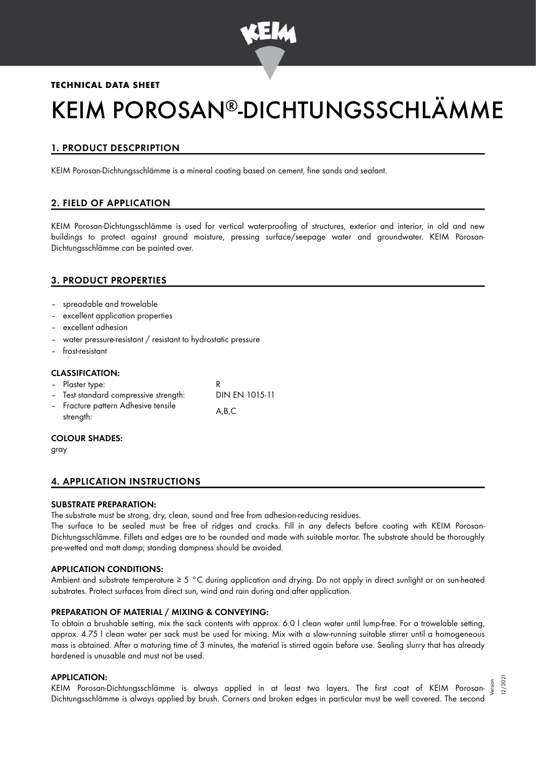**TECHNICAL DATA SHEET**

# KEIM POROSAN®-DICHTUNGSSCHLÄMME

## 1. PRODUCT DESCPRIPTION

KEIM Porosan-Dichtungsschlämme is a mineral coating based on cement, fine sands and sealant.

## 2. FIELD OF APPLICATION

KEIM Porosan-Dichtungsschlämme is used for vertical waterproofing of structures, exterior and interior, in old and new buildings to protect against ground moisture, pressing surface/seepage water and groundwater. KEIM Porosan-Dichtungsschlämme can be painted over.

## 3. PRODUCT PROPERTIES

- spreadable and trowelable
- excellent application properties
- excellent adhesion
- water pressure-resistant / resistant to hydrostatic pressure
- frost-resistant

### CLASSIFICATION:

| | |
|---|---|
| – Plaster type: | R |
| – Test standard compressive strength: | DIN EN 1015-11 |
| – Fracture pattern Adhesive tensile strength: | A,B,C |

### COLOUR SHADES:

gray

## 4. APPLICATION INSTRUCTIONS

### SUBSTRATE PREPARATION:

The substrate must be strong, dry, clean, sound and free from adhesion-reducing residues.
The surface to be sealed must be free of ridges and cracks. Fill in any defects before coating with KEIM Porosan-Dichtungsschlämme. Fillets and edges are to be rounded and made with suitable mortar. The substrate should be thoroughly pre-wetted and matt damp; standing dampness should be avoided.

### APPLICATION CONDITIONS:

Ambient and substrate temperature ≥ 5 °C during application and drying. Do not apply in direct sunlight or on sun-heated substrates. Protect surfaces from direct sun, wind and rain during and after application.

### PREPARATION OF MATERIAL / MIXING & CONVEYING:

To obtain a brushable setting, mix the sack contents with approx. 6.0 l clean water until lump-free. For a trowelable setting, approx. 4.75 l clean water per sack must be used for mixing. Mix with a slow-running suitable stirrer until a homogeneous mass is obtained. After a maturing time of 3 minutes, the material is stirred again before use. Sealing slurry that has already hardened is unusable and must not be used.

### APPLICATION:

KEIM Porosan-Dichtungsschlämme is always applied in at least two layers. The first coat of KEIM Porosan-Dichtungsschlämme is always applied by brush. Corners and broken edges in particular must be well covered. The second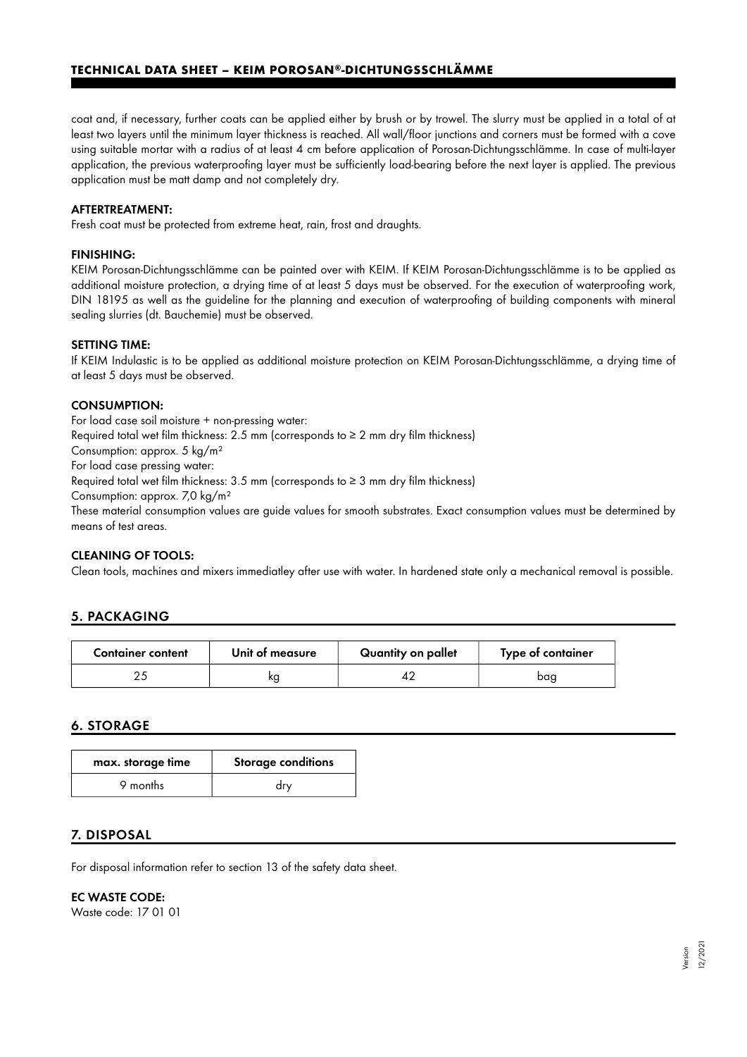coat and, if necessary, further coats can be applied either by brush or by trowel. The slurry must be applied in a total of at least two layers until the minimum layer thickness is reached. All wall/floor junctions and corners must be formed with a cove using suitable mortar with a radius of at least 4 cm before application of Porosan-Dichtungsschlämme. In case of multi-layer application, the previous waterproofing layer must be sufficiently load-bearing before the next layer is applied. The previous application must be matt damp and not completely dry.

**AFTERTREATMENT:**
Fresh coat must be protected from extreme heat, rain, frost and draughts.

**FINISHING:**
KEIM Porosan-Dichtungsschlämme can be painted over with KEIM. If KEIM Porosan-Dichtungsschlämme is to be applied as additional moisture protection, a drying time of at least 5 days must be observed. For the execution of waterproofing work, DIN 18195 as well as the guideline for the planning and execution of waterproofing of building components with mineral sealing slurries (dt. Bauchemie) must be observed.

**SETTING TIME:**
If KEIM Indulastic is to be applied as additional moisture protection on KEIM Porosan-Dichtungsschlämme, a drying time of at least 5 days must be observed.

**CONSUMPTION:**
For load case soil moisture + non-pressing water:
Required total wet film thickness: 2.5 mm (corresponds to ≥ 2 mm dry film thickness)
Consumption: approx. 5 kg/m²
For load case pressing water:
Required total wet film thickness: 3.5 mm (corresponds to ≥ 3 mm dry film thickness)
Consumption: approx. 7,0 kg/m²
These material consumption values are guide values for smooth substrates. Exact consumption values must be determined by means of test areas.

**CLEANING OF TOOLS:**
Clean tools, machines and mixers immediatley after use with water. In hardened state only a mechanical removal is possible.

## 5. PACKAGING

| Container content | Unit of measure | Quantity on pallet | Type of container |
|---|---|---|---|
| 25 | kg | 42 | bag |

## 6. STORAGE

| max. storage time | Storage conditions |
|---|---|
| 9 months | dry |

## 7. DISPOSAL

For disposal information refer to section 13 of the safety data sheet.

**EC WASTE CODE:**
Waste code: 17 01 01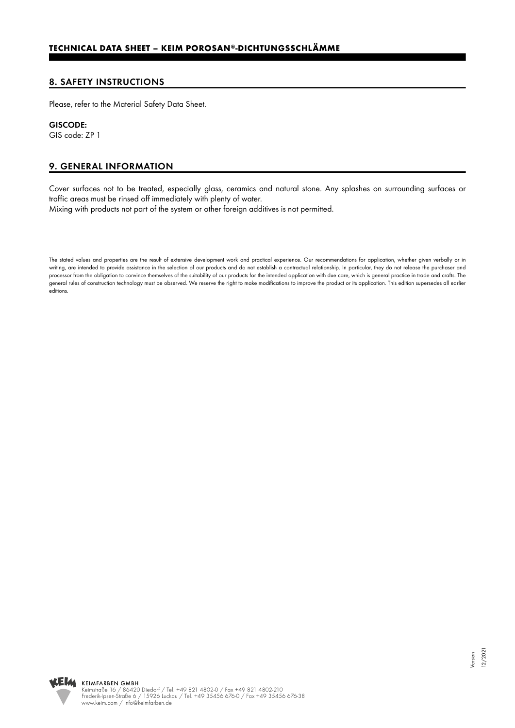## 8. SAFETY INSTRUCTIONS

Please, refer to the Material Safety Data Sheet.

**GISCODE:**
GIS code: ZP 1

## 9. GENERAL INFORMATION

Cover surfaces not to be treated, especially glass, ceramics and natural stone. Any splashes on surrounding surfaces or traffic areas must be rinsed off immediately with plenty of water.
Mixing with products not part of the system or other foreign additives is not permitted.

The stated values and properties are the result of extensive development work and practical experience. Our recommendations for application, whether given verbally or in writing, are intended to provide assistance in the selection of our products and do not establish a contractual relationship. In particular, they do not release the purchaser and processor from the obligation to convince themselves of the suitability of our products for the intended application with due care, which is general practice in trade and crafts. The general rules of construction technology must be observed. We reserve the right to make modifications to improve the product or its application. This edition supersedes all earlier editions.

**KEIMFARBEN GMBH**
Keimstraße 16 / 86420 Diedorf / Tel. +49 821 4802-0 / Fax +49 821 4802-210
Frederik-Ipsen-Straße 6 / 15926 Luckau / Tel. +49 35456 676-0 / Fax +49 35456 676-38
www.keim.com / info@keimfarben.de

Version 12/2021